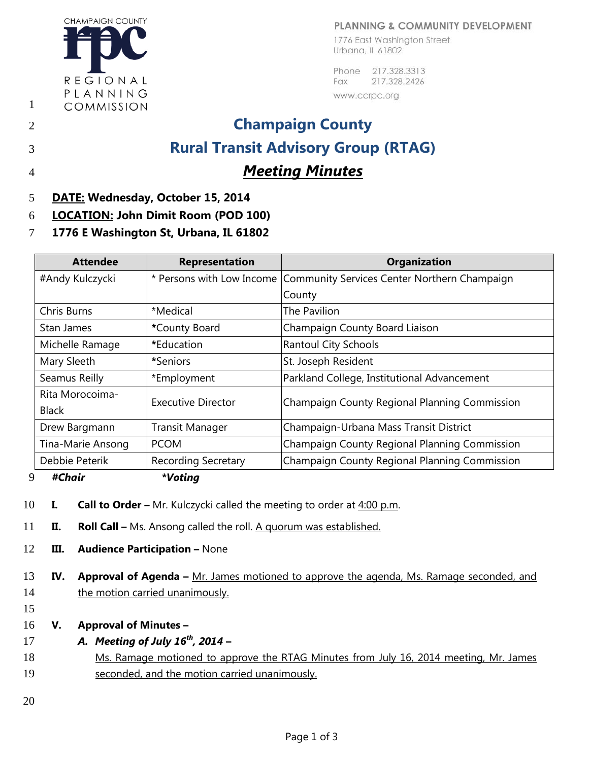CHAMPAIGN COUNTY REGIONAL PLANNING COMMISSION

PLANNING & COMMUNITY DEVELOPMENT
1776 East Washington Street
Urbana, IL 61802

Phone 217.328.3313
Fax 217.328.2426
www.ccrpc.org

# Champaign County
# Rural Transit Advisory Group (RTAG)
## ***Meeting Minutes***

**DATE: Wednesday, October 15, 2014**
**LOCATION: John Dimit Room (POD 100)**
**1776 E Washington St, Urbana, IL 61802**

| Attendee | Representation | Organization |
|---|---|---|
| #Andy Kulczycki | * Persons with Low Income | Community Services Center Northern Champaign County |
| Chris Burns | *Medical | The Pavilion |
| Stan James | *County Board | Champaign County Board Liaison |
| Michelle Ramage | *Education | Rantoul City Schools |
| Mary Sleeth | *Seniors | St. Joseph Resident |
| Seamus Reilly | *Employment | Parkland College, Institutional Advancement |
| Rita Morocoima-Black | Executive Director | Champaign County Regional Planning Commission |
| Drew Bargmann | Transit Manager | Champaign-Urbana Mass Transit District |
| Tina-Marie Ansong | PCOM | Champaign County Regional Planning Commission |
| Debbie Peterik | Recording Secretary | Champaign County Regional Planning Commission |

***#Chair*** ***\*Voting***

**I. Call to Order –** Mr. Kulczycki called the meeting to order at 4:00 p.m.

**II. Roll Call –** Ms. Ansong called the roll. A quorum was established.

**III. Audience Participation –** None

**IV. Approval of Agenda –** Mr. James motioned to approve the agenda, Ms. Ramage seconded, and the motion carried unanimously.

**V. Approval of Minutes –**

***A. Meeting of July 16th, 2014 –***

Ms. Ramage motioned to approve the RTAG Minutes from July 16, 2014 meeting, Mr. James seconded, and the motion carried unanimously.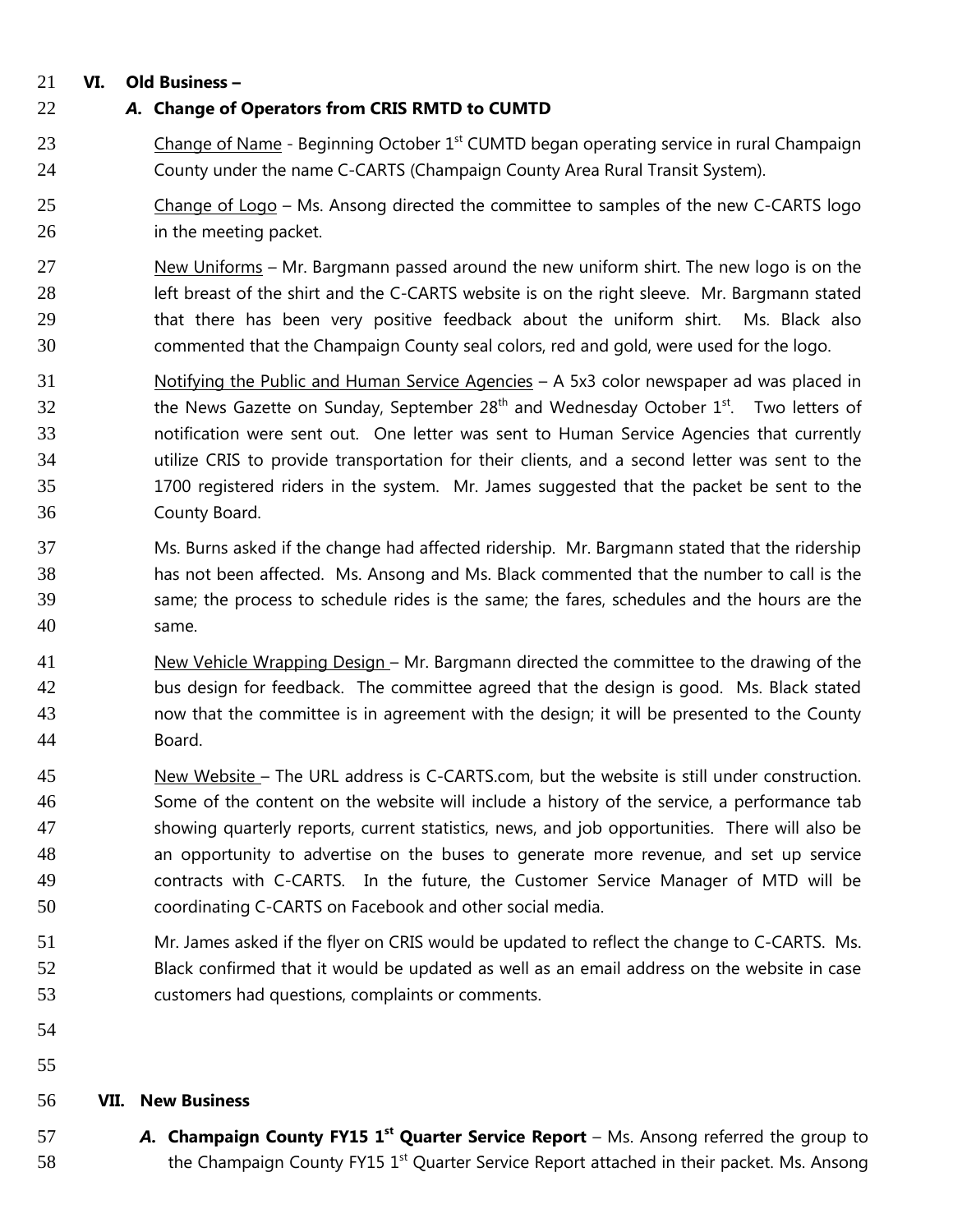## VI. Old Business –

### *A.* Change of Operators from CRIS RMTD to CUMTD

Change of Name - Beginning October 1st CUMTD began operating service in rural Champaign County under the name C-CARTS (Champaign County Area Rural Transit System).

Change of Logo – Ms. Ansong directed the committee to samples of the new C-CARTS logo in the meeting packet.

New Uniforms – Mr. Bargmann passed around the new uniform shirt. The new logo is on the left breast of the shirt and the C-CARTS website is on the right sleeve. Mr. Bargmann stated that there has been very positive feedback about the uniform shirt. Ms. Black also commented that the Champaign County seal colors, red and gold, were used for the logo.

Notifying the Public and Human Service Agencies – A 5x3 color newspaper ad was placed in the News Gazette on Sunday, September 28th and Wednesday October 1st. Two letters of notification were sent out. One letter was sent to Human Service Agencies that currently utilize CRIS to provide transportation for their clients, and a second letter was sent to the 1700 registered riders in the system. Mr. James suggested that the packet be sent to the County Board.

Ms. Burns asked if the change had affected ridership. Mr. Bargmann stated that the ridership has not been affected. Ms. Ansong and Ms. Black commented that the number to call is the same; the process to schedule rides is the same; the fares, schedules and the hours are the same.

New Vehicle Wrapping Design – Mr. Bargmann directed the committee to the drawing of the bus design for feedback. The committee agreed that the design is good. Ms. Black stated now that the committee is in agreement with the design; it will be presented to the County Board.

New Website – The URL address is C-CARTS.com, but the website is still under construction. Some of the content on the website will include a history of the service, a performance tab showing quarterly reports, current statistics, news, and job opportunities. There will also be an opportunity to advertise on the buses to generate more revenue, and set up service contracts with C-CARTS. In the future, the Customer Service Manager of MTD will be coordinating C-CARTS on Facebook and other social media.

Mr. James asked if the flyer on CRIS would be updated to reflect the change to C-CARTS. Ms. Black confirmed that it would be updated as well as an email address on the website in case customers had questions, complaints or comments.

## VII. New Business

*A.* **Champaign County FY15 1st Quarter Service Report** – Ms. Ansong referred the group to the Champaign County FY15 1st Quarter Service Report attached in their packet. Ms. Ansong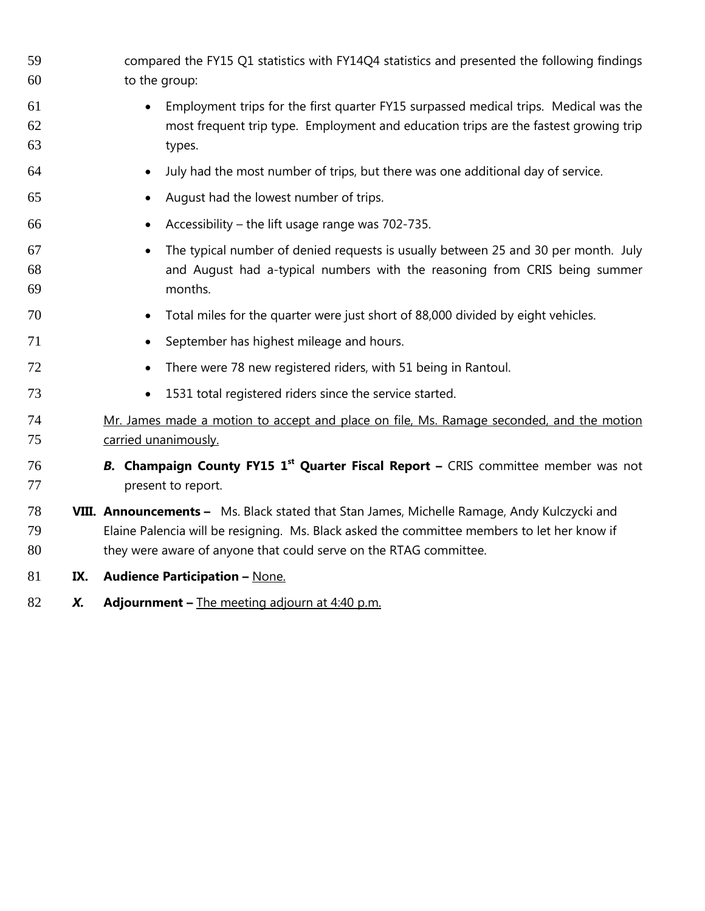compared the FY15 Q1 statistics with FY14Q4 statistics and presented the following findings to the group:

- Employment trips for the first quarter FY15 surpassed medical trips. Medical was the most frequent trip type. Employment and education trips are the fastest growing trip types.
- July had the most number of trips, but there was one additional day of service.
- August had the lowest number of trips.
- Accessibility – the lift usage range was 702-735.
- The typical number of denied requests is usually between 25 and 30 per month. July and August had a-typical numbers with the reasoning from CRIS being summer months.
- Total miles for the quarter were just short of 88,000 divided by eight vehicles.
- September has highest mileage and hours.
- There were 78 new registered riders, with 51 being in Rantoul.
- 1531 total registered riders since the service started.

Mr. James made a motion to accept and place on file, Ms. Ramage seconded, and the motion carried unanimously.

***B.* Champaign County FY15 1st Quarter Fiscal Report –** CRIS committee member was not present to report.

**VIII. Announcements –** Ms. Black stated that Stan James, Michelle Ramage, Andy Kulczycki and Elaine Palencia will be resigning. Ms. Black asked the committee members to let her know if they were aware of anyone that could serve on the RTAG committee.

**IX. Audience Participation –** None.

***X.* Adjournment –** The meeting adjourn at 4:40 p.m.